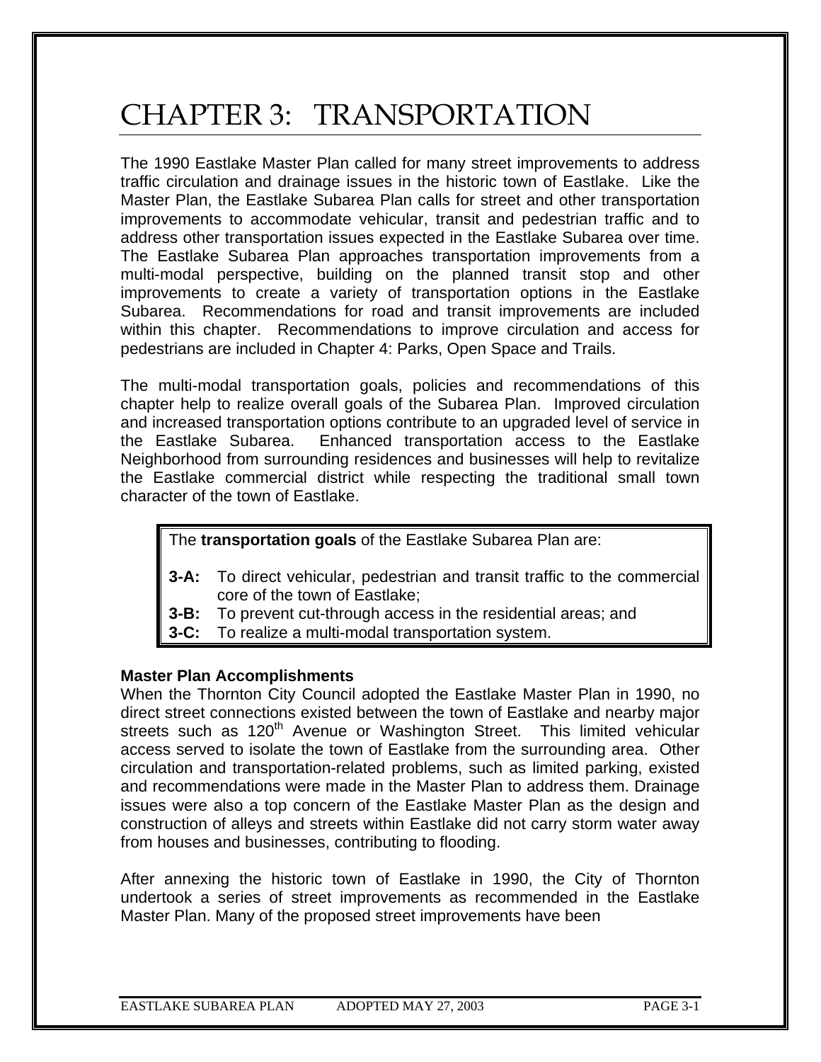# CHAPTER 3: TRANSPORTATION

The 1990 Eastlake Master Plan called for many street improvements to address traffic circulation and drainage issues in the historic town of Eastlake. Like the Master Plan, the Eastlake Subarea Plan calls for street and other transportation improvements to accommodate vehicular, transit and pedestrian traffic and to address other transportation issues expected in the Eastlake Subarea over time. The Eastlake Subarea Plan approaches transportation improvements from a multi-modal perspective, building on the planned transit stop and other improvements to create a variety of transportation options in the Eastlake Subarea. Recommendations for road and transit improvements are included within this chapter. Recommendations to improve circulation and access for pedestrians are included in Chapter 4: Parks, Open Space and Trails.

The multi-modal transportation goals, policies and recommendations of this chapter help to realize overall goals of the Subarea Plan. Improved circulation and increased transportation options contribute to an upgraded level of service in the Eastlake Subarea. Enhanced transportation access to the Eastlake Neighborhood from surrounding residences and businesses will help to revitalize the Eastlake commercial district while respecting the traditional small town character of the town of Eastlake.

> The **transportation goals** of the Eastlake Subarea Plan are:
>
> **3-A:** To direct vehicular, pedestrian and transit traffic to the commercial core of the town of Eastlake;
> **3-B:** To prevent cut-through access in the residential areas; and
> **3-C:** To realize a multi-modal transportation system.

**Master Plan Accomplishments**

When the Thornton City Council adopted the Eastlake Master Plan in 1990, no direct street connections existed between the town of Eastlake and nearby major streets such as 120th Avenue or Washington Street. This limited vehicular access served to isolate the town of Eastlake from the surrounding area. Other circulation and transportation-related problems, such as limited parking, existed and recommendations were made in the Master Plan to address them. Drainage issues were also a top concern of the Eastlake Master Plan as the design and construction of alleys and streets within Eastlake did not carry storm water away from houses and businesses, contributing to flooding.

After annexing the historic town of Eastlake in 1990, the City of Thornton undertook a series of street improvements as recommended in the Eastlake Master Plan. Many of the proposed street improvements have been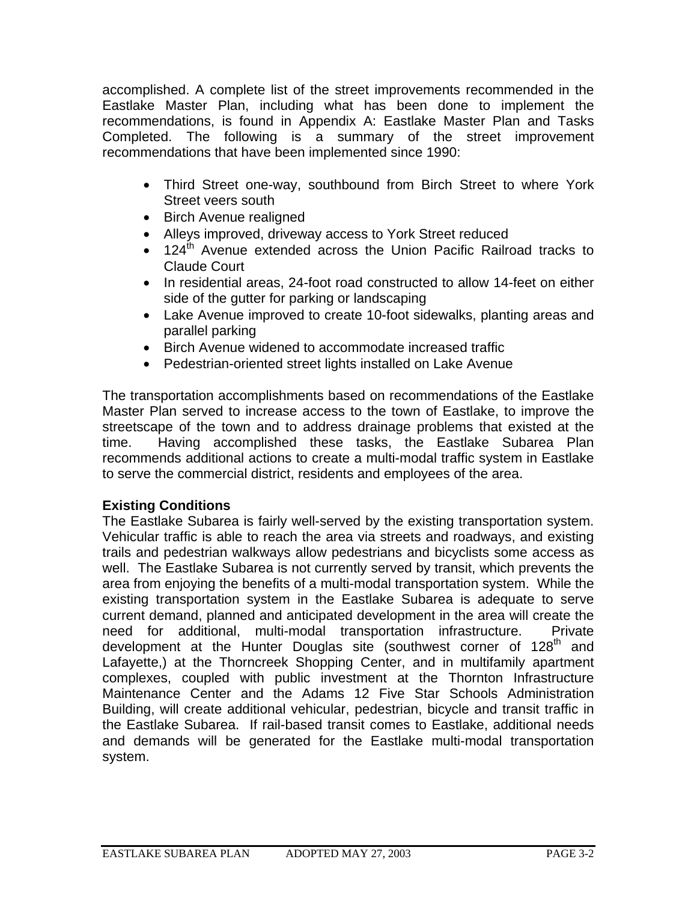accomplished. A complete list of the street improvements recommended in the Eastlake Master Plan, including what has been done to implement the recommendations, is found in Appendix A: Eastlake Master Plan and Tasks Completed. The following is a summary of the street improvement recommendations that have been implemented since 1990:

- Third Street one-way, southbound from Birch Street to where York Street veers south
- Birch Avenue realigned
- Alleys improved, driveway access to York Street reduced
- 124th Avenue extended across the Union Pacific Railroad tracks to Claude Court
- In residential areas, 24-foot road constructed to allow 14-feet on either side of the gutter for parking or landscaping
- Lake Avenue improved to create 10-foot sidewalks, planting areas and parallel parking
- Birch Avenue widened to accommodate increased traffic
- Pedestrian-oriented street lights installed on Lake Avenue

The transportation accomplishments based on recommendations of the Eastlake Master Plan served to increase access to the town of Eastlake, to improve the streetscape of the town and to address drainage problems that existed at the time. Having accomplished these tasks, the Eastlake Subarea Plan recommends additional actions to create a multi-modal traffic system in Eastlake to serve the commercial district, residents and employees of the area.

**Existing Conditions**

The Eastlake Subarea is fairly well-served by the existing transportation system. Vehicular traffic is able to reach the area via streets and roadways, and existing trails and pedestrian walkways allow pedestrians and bicyclists some access as well. The Eastlake Subarea is not currently served by transit, which prevents the area from enjoying the benefits of a multi-modal transportation system. While the existing transportation system in the Eastlake Subarea is adequate to serve current demand, planned and anticipated development in the area will create the need for additional, multi-modal transportation infrastructure. Private development at the Hunter Douglas site (southwest corner of 128th and Lafayette,) at the Thorncreek Shopping Center, and in multifamily apartment complexes, coupled with public investment at the Thornton Infrastructure Maintenance Center and the Adams 12 Five Star Schools Administration Building, will create additional vehicular, pedestrian, bicycle and transit traffic in the Eastlake Subarea. If rail-based transit comes to Eastlake, additional needs and demands will be generated for the Eastlake multi-modal transportation system.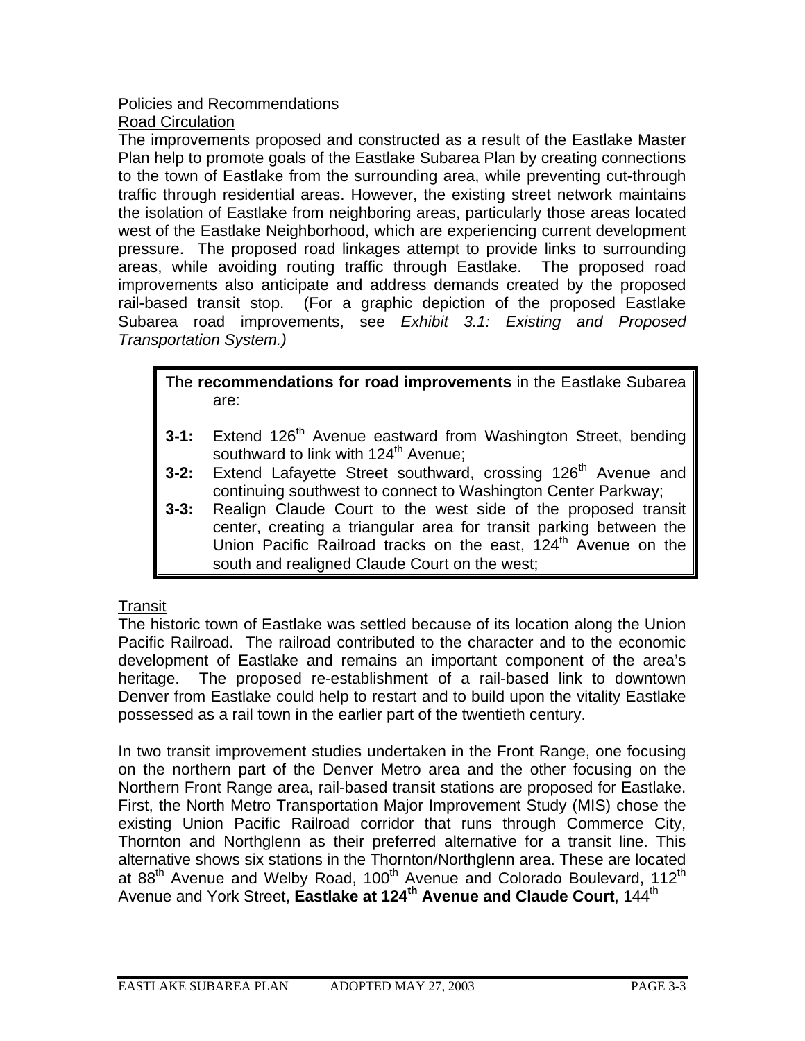Policies and Recommendations

Road Circulation

The improvements proposed and constructed as a result of the Eastlake Master Plan help to promote goals of the Eastlake Subarea Plan by creating connections to the town of Eastlake from the surrounding area, while preventing cut-through traffic through residential areas. However, the existing street network maintains the isolation of Eastlake from neighboring areas, particularly those areas located west of the Eastlake Neighborhood, which are experiencing current development pressure. The proposed road linkages attempt to provide links to surrounding areas, while avoiding routing traffic through Eastlake. The proposed road improvements also anticipate and address demands created by the proposed rail-based transit stop. (For a graphic depiction of the proposed Eastlake Subarea road improvements, see *Exhibit 3.1: Existing and Proposed Transportation System.)*

> The **recommendations for road improvements** in the Eastlake Subarea are:
>
> **3-1:** Extend 126th Avenue eastward from Washington Street, bending southward to link with 124th Avenue;
> **3-2:** Extend Lafayette Street southward, crossing 126th Avenue and continuing southwest to connect to Washington Center Parkway;
> **3-3:** Realign Claude Court to the west side of the proposed transit center, creating a triangular area for transit parking between the Union Pacific Railroad tracks on the east, 124th Avenue on the south and realigned Claude Court on the west;

Transit

The historic town of Eastlake was settled because of its location along the Union Pacific Railroad. The railroad contributed to the character and to the economic development of Eastlake and remains an important component of the area's heritage. The proposed re-establishment of a rail-based link to downtown Denver from Eastlake could help to restart and to build upon the vitality Eastlake possessed as a rail town in the earlier part of the twentieth century.

In two transit improvement studies undertaken in the Front Range, one focusing on the northern part of the Denver Metro area and the other focusing on the Northern Front Range area, rail-based transit stations are proposed for Eastlake. First, the North Metro Transportation Major Improvement Study (MIS) chose the existing Union Pacific Railroad corridor that runs through Commerce City, Thornton and Northglenn as their preferred alternative for a transit line. This alternative shows six stations in the Thornton/Northglenn area. These are located at 88th Avenue and Welby Road, 100th Avenue and Colorado Boulevard, 112th Avenue and York Street, **Eastlake at 124th Avenue and Claude Court**, 144th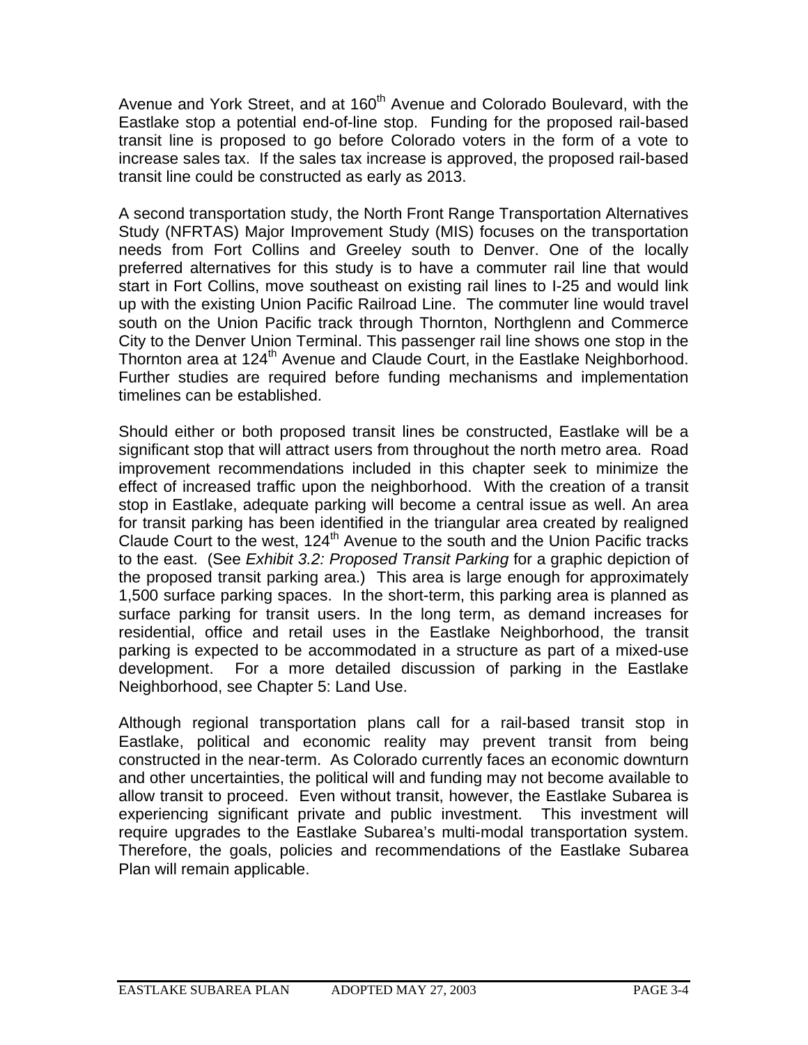Avenue and York Street, and at 160th Avenue and Colorado Boulevard, with the Eastlake stop a potential end-of-line stop. Funding for the proposed rail-based transit line is proposed to go before Colorado voters in the form of a vote to increase sales tax. If the sales tax increase is approved, the proposed rail-based transit line could be constructed as early as 2013.

A second transportation study, the North Front Range Transportation Alternatives Study (NFRTAS) Major Improvement Study (MIS) focuses on the transportation needs from Fort Collins and Greeley south to Denver. One of the locally preferred alternatives for this study is to have a commuter rail line that would start in Fort Collins, move southeast on existing rail lines to I-25 and would link up with the existing Union Pacific Railroad Line. The commuter line would travel south on the Union Pacific track through Thornton, Northglenn and Commerce City to the Denver Union Terminal. This passenger rail line shows one stop in the Thornton area at 124th Avenue and Claude Court, in the Eastlake Neighborhood. Further studies are required before funding mechanisms and implementation timelines can be established.

Should either or both proposed transit lines be constructed, Eastlake will be a significant stop that will attract users from throughout the north metro area. Road improvement recommendations included in this chapter seek to minimize the effect of increased traffic upon the neighborhood. With the creation of a transit stop in Eastlake, adequate parking will become a central issue as well. An area for transit parking has been identified in the triangular area created by realigned Claude Court to the west, 124th Avenue to the south and the Union Pacific tracks to the east. (See *Exhibit 3.2: Proposed Transit Parking* for a graphic depiction of the proposed transit parking area.) This area is large enough for approximately 1,500 surface parking spaces. In the short-term, this parking area is planned as surface parking for transit users. In the long term, as demand increases for residential, office and retail uses in the Eastlake Neighborhood, the transit parking is expected to be accommodated in a structure as part of a mixed-use development. For a more detailed discussion of parking in the Eastlake Neighborhood, see Chapter 5: Land Use.

Although regional transportation plans call for a rail-based transit stop in Eastlake, political and economic reality may prevent transit from being constructed in the near-term. As Colorado currently faces an economic downturn and other uncertainties, the political will and funding may not become available to allow transit to proceed. Even without transit, however, the Eastlake Subarea is experiencing significant private and public investment. This investment will require upgrades to the Eastlake Subarea's multi-modal transportation system. Therefore, the goals, policies and recommendations of the Eastlake Subarea Plan will remain applicable.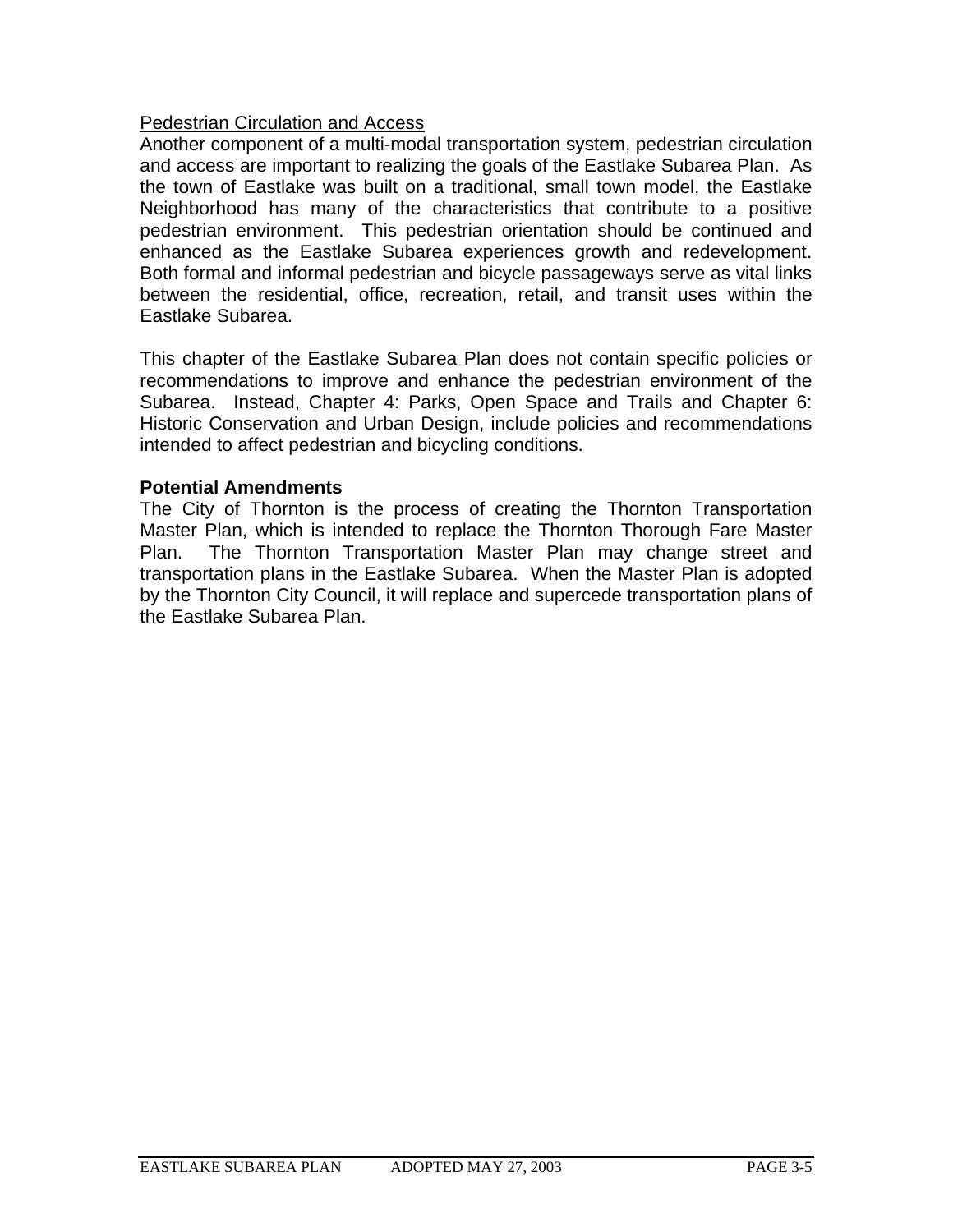Pedestrian Circulation and Access

Another component of a multi-modal transportation system, pedestrian circulation and access are important to realizing the goals of the Eastlake Subarea Plan. As the town of Eastlake was built on a traditional, small town model, the Eastlake Neighborhood has many of the characteristics that contribute to a positive pedestrian environment. This pedestrian orientation should be continued and enhanced as the Eastlake Subarea experiences growth and redevelopment. Both formal and informal pedestrian and bicycle passageways serve as vital links between the residential, office, recreation, retail, and transit uses within the Eastlake Subarea.

This chapter of the Eastlake Subarea Plan does not contain specific policies or recommendations to improve and enhance the pedestrian environment of the Subarea. Instead, Chapter 4: Parks, Open Space and Trails and Chapter 6: Historic Conservation and Urban Design, include policies and recommendations intended to affect pedestrian and bicycling conditions.

**Potential Amendments**

The City of Thornton is the process of creating the Thornton Transportation Master Plan, which is intended to replace the Thornton Thorough Fare Master Plan. The Thornton Transportation Master Plan may change street and transportation plans in the Eastlake Subarea. When the Master Plan is adopted by the Thornton City Council, it will replace and supercede transportation plans of the Eastlake Subarea Plan.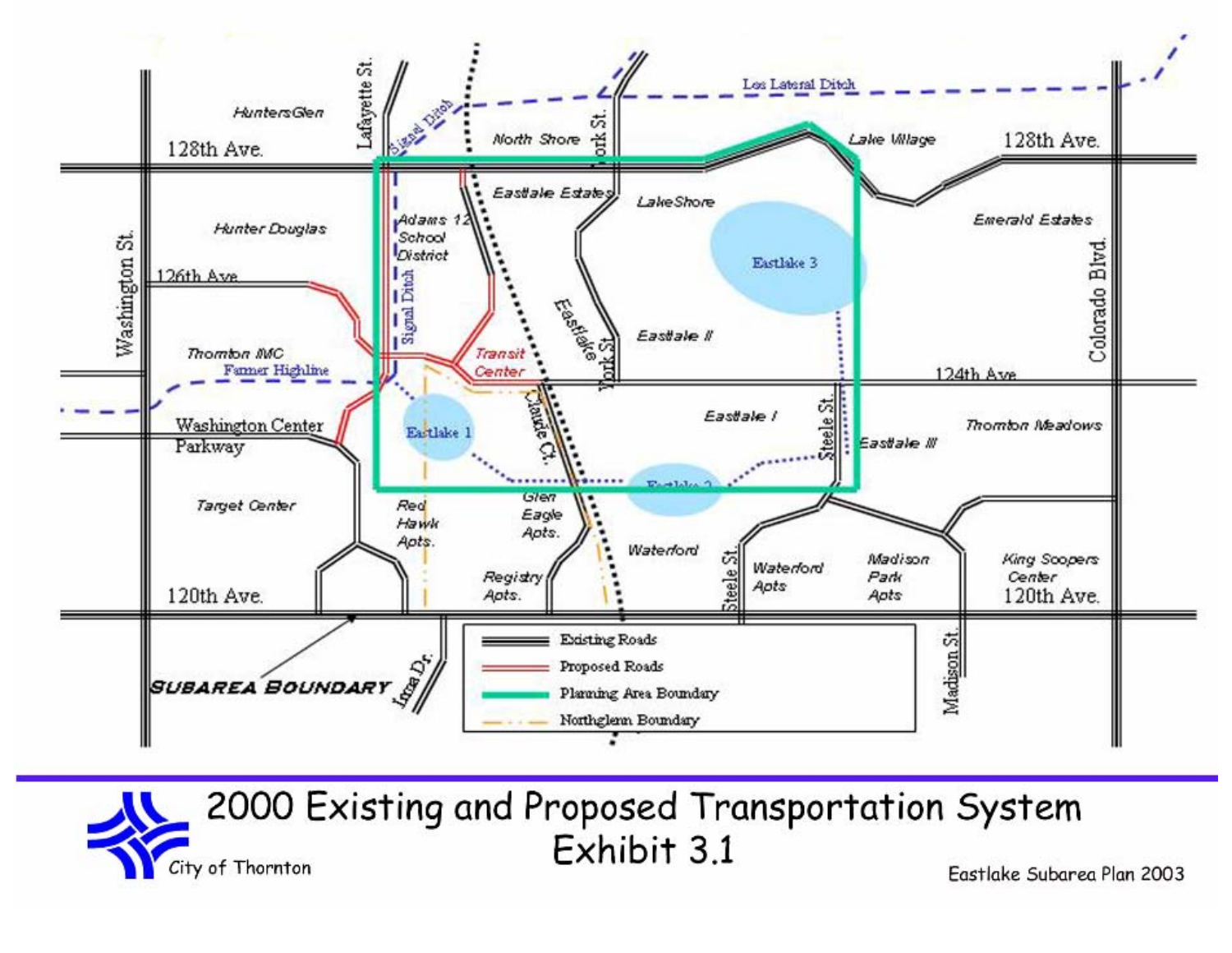Hunters Glen

128th Ave.

Lafayette St.

Signal Ditch

Los Lateral Ditch

North Shore

York St.

Lake Village

128th Ave.

Eastlake Estates

LakeShore

Hunter Douglas

Adams 12 School District

Emerald Estates

Washington St.

126th Ave.

Signal Ditch

Eastlake 3

Colorado Blvd.

Eastlake York St.

Eastlake II

Thornton MC

Farmer Highline

Transit Center

124th Ave.

Washington Center Parkway

Eastlake 1

Claude Ct.

Eastlake I

Steele St.

Eastlake III

Thornton Meadows

Eastlake 2

Target Center

Red Hawk Apts.

Glen Eagle Apts.

Waterford

Steele St.

Waterford Apts

Madison Park Apts

King Soopers Center

120th Ave.

Registry Apts.

120th Ave.

SUBAREA BOUNDARY

Irma Dr.

Madison St.

| Legend |
|---|
| Existing Roads |
| Proposed Roads |
| Planning Area Boundary |
| Northglenn Boundary |

City of Thornton

# 2000 Existing and Proposed Transportation System
## Exhibit 3.1

Eastlake Subarea Plan 2003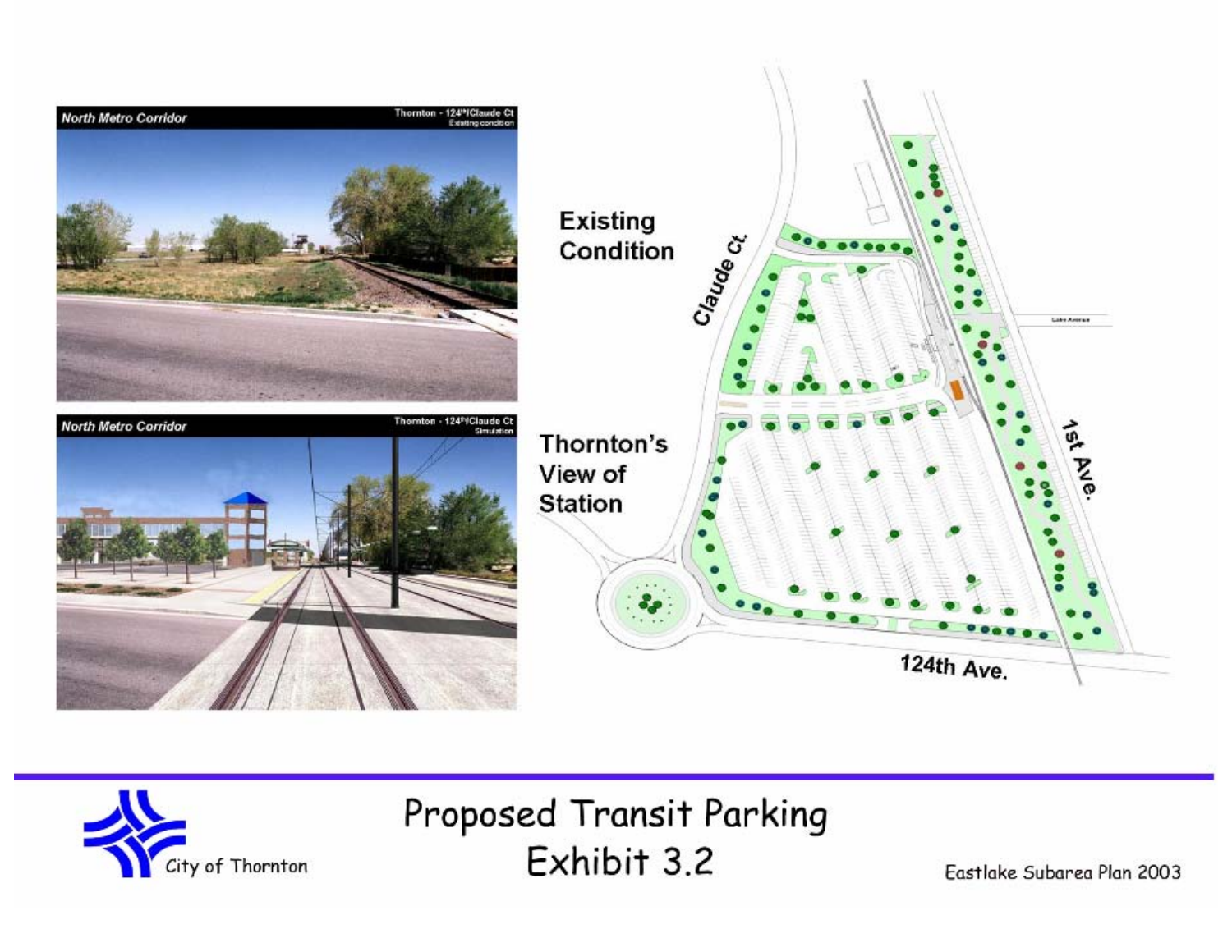Existing Condition

Thornton's View of Station

# Proposed Transit Parking
## Exhibit 3.2

City of Thornton

Eastlake Subarea Plan 2003